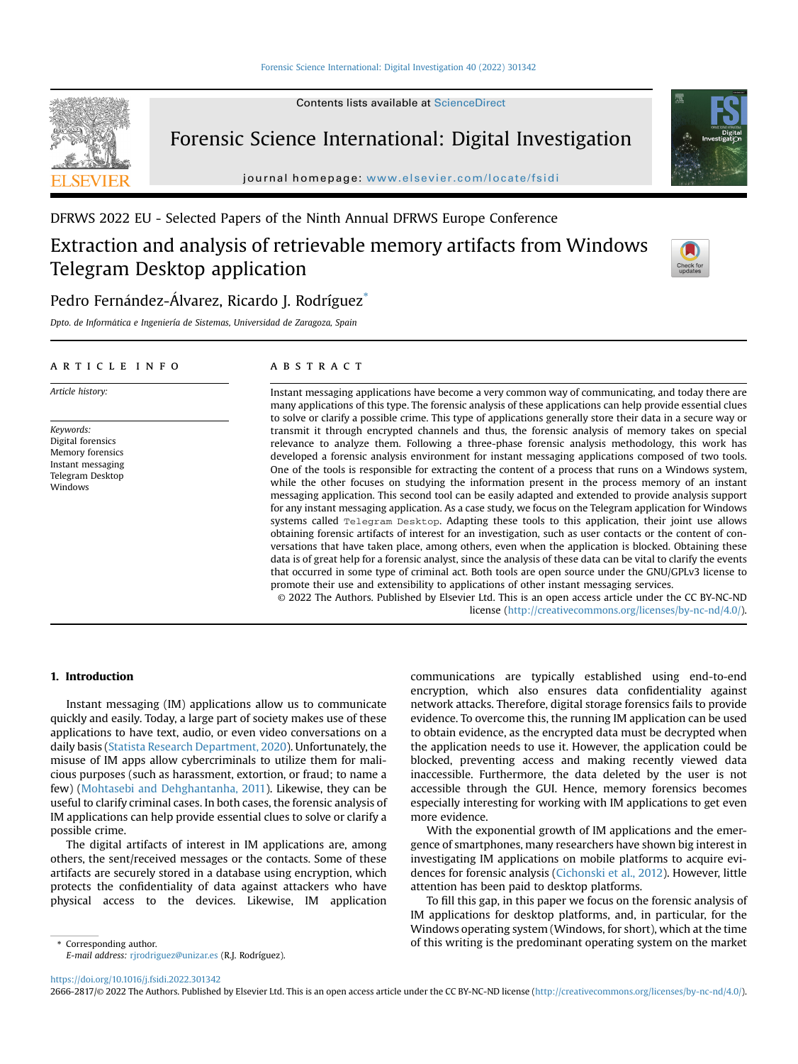DFRWS 2022 EU - Selected Papers of the Ninth Annual DFRWS Europe Conference

# Extraction and analysis of retrievable memory artifacts from Windows Telegram Desktop application

Pedro Fernández-Álvarez, Ricardo J. Rodríguez*

*Dpto. de Informática e Ingeniería de Sistemas, Universidad de Zaragoza, Spain*

**ARTICLE INFO**

*Article history:*

*Keywords:*
Digital forensics
Memory forensics
Instant messaging
Telegram Desktop
Windows

**ABSTRACT**

Instant messaging applications have become a very common way of communicating, and today there are many applications of this type. The forensic analysis of these applications can help provide essential clues to solve or clarify a possible crime. This type of applications generally store their data in a secure way or transmit it through encrypted channels and thus, the forensic analysis of memory takes on special relevance to analyze them. Following a three-phase forensic analysis methodology, this work has developed a forensic analysis environment for instant messaging applications composed of two tools. One of the tools is responsible for extracting the content of a process that runs on a Windows system, while the other focuses on studying the information present in the process memory of an instant messaging application. This second tool can be easily adapted and extended to provide analysis support for any instant messaging application. As a case study, we focus on the Telegram application for Windows systems called `Telegram Desktop`. Adapting these tools to this application, their joint use allows obtaining forensic artifacts of interest for an investigation, such as user contacts or the content of conversations that have taken place, among others, even when the application is blocked. Obtaining these data is of great help for a forensic analyst, since the analysis of these data can be vital to clarify the events that occurred in some type of criminal act. Both tools are open source under the GNU/GPLv3 license to promote their use and extensibility to applications of other instant messaging services.

© 2022 The Authors. Published by Elsevier Ltd. This is an open access article under the CC BY-NC-ND license (http://creativecommons.org/licenses/by-nc-nd/4.0/).

## 1. Introduction

Instant messaging (IM) applications allow us to communicate quickly and easily. Today, a large part of society makes use of these applications to have text, audio, or even video conversations on a daily basis (Statista Research Department, 2020). Unfortunately, the misuse of IM apps allow cybercriminals to utilize them for malicious purposes (such as harassment, extortion, or fraud; to name a few) (Mohtasebi and Dehghantanha, 2011). Likewise, they can be useful to clarify criminal cases. In both cases, the forensic analysis of IM applications can help provide essential clues to solve or clarify a possible crime.

The digital artifacts of interest in IM applications are, among others, the sent/received messages or the contacts. Some of these artifacts are securely stored in a database using encryption, which protects the confidentiality of data against attackers who have physical access to the devices. Likewise, IM application communications are typically established using end-to-end encryption, which also ensures data confidentiality against network attacks. Therefore, digital storage forensics fails to provide evidence. To overcome this, the running IM application can be used to obtain evidence, as the encrypted data must be decrypted when the application needs to use it. However, the application could be blocked, preventing access and making recently viewed data inaccessible. Furthermore, the data deleted by the user is not accessible through the GUI. Hence, memory forensics becomes especially interesting for working with IM applications to get even more evidence.

With the exponential growth of IM applications and the emergence of smartphones, many researchers have shown big interest in investigating IM applications on mobile platforms to acquire evidences for forensic analysis (Cichonski et al., 2012). However, little attention has been paid to desktop platforms.

To fill this gap, in this paper we focus on the forensic analysis of IM applications for desktop platforms, and, in particular, for the Windows operating system (Windows, for short), which at the time of this writing is the predominant operating system on the market

\* Corresponding author.
*E-mail address:* rjrodriguez@unizar.es (R.J. Rodríguez).

https://doi.org/10.1016/j.fsidi.2022.301342
2666-2817/© 2022 The Authors. Published by Elsevier Ltd. This is an open access article under the CC BY-NC-ND license (http://creativecommons.org/licenses/by-nc-nd/4.0/).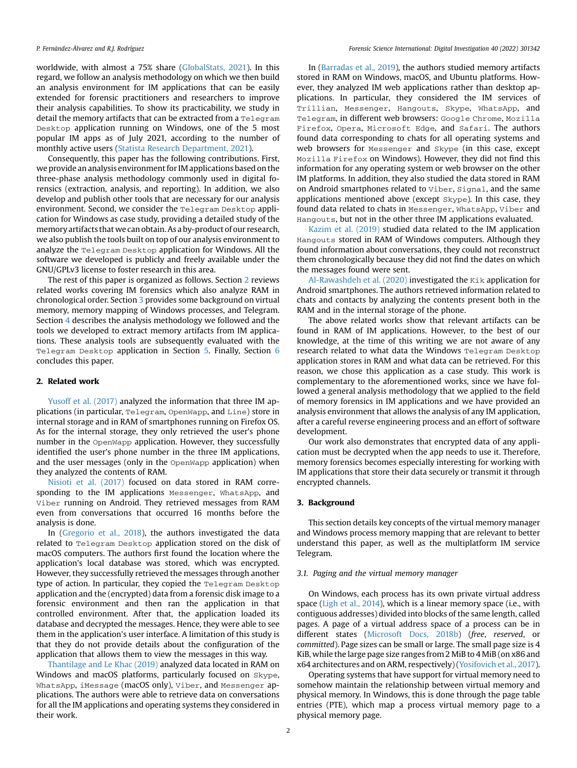worldwide, with almost a 75% share (GlobalStats, 2021). In this regard, we follow an analysis methodology on which we then build an analysis environment for IM applications that can be easily extended for forensic practitioners and researchers to improve their analysis capabilities. To show its practicability, we study in detail the memory artifacts that can be extracted from a `Telegram Desktop` application running on Windows, one of the 5 most popular IM apps as of July 2021, according to the number of monthly active users (Statista Research Department, 2021).

Consequently, this paper has the following contributions. First, we provide an analysis environment for IM applications based on the three-phase analysis methodology commonly used in digital forensics (extraction, analysis, and reporting). In addition, we also develop and publish other tools that are necessary for our analysis environment. Second, we consider the `Telegram Desktop` application for Windows as case study, providing a detailed study of the memory artifacts that we can obtain. As a by-product of our research, we also publish the tools built on top of our analysis environment to analyze the `Telegram Desktop` application for Windows. All the software we developed is publicly and freely available under the GNU/GPLv3 license to foster research in this area.

The rest of this paper is organized as follows. Section 2 reviews related works covering IM forensics which also analyze RAM in chronological order. Section 3 provides some background on virtual memory, memory mapping of Windows processes, and Telegram. Section 4 describes the analysis methodology we followed and the tools we developed to extract memory artifacts from IM applications. These analysis tools are subsequently evaluated with the `Telegram Desktop` application in Section 5. Finally, Section 6 concludes this paper.

## 2. Related work

Yusoff et al. (2017) analyzed the information that three IM applications (in particular, `Telegram`, `OpenWapp`, and `Line`) store in internal storage and in RAM of smartphones running on Firefox OS. As for the internal storage, they only retrieved the user's phone number in the `OpenWapp` application. However, they successfully identified the user's phone number in the three IM applications, and the user messages (only in the `OpenWapp` application) when they analyzed the contents of RAM.

Nisioti et al. (2017) focused on data stored in RAM corresponding to the IM applications `Messenger`, `WhatsApp`, and `Viber` running on Android. They retrieved messages from RAM even from conversations that occurred 16 months before the analysis is done.

In (Gregorio et al., 2018), the authors investigated the data related to `Telegram Desktop` application stored on the disk of macOS computers. The authors first found the location where the application's local database was stored, which was encrypted. However, they successfully retrieved the messages through another type of action. In particular, they copied the `Telegram Desktop` application and the (encrypted) data from a forensic disk image to a forensic environment and then ran the application in that controlled environment. After that, the application loaded its database and decrypted the messages. Hence, they were able to see them in the application's user interface. A limitation of this study is that they do not provide details about the configuration of the application that allows them to view the messages in this way.

Thantilage and Le Khac (2019) analyzed data located in RAM on Windows and macOS platforms, particularly focused on `Skype`, `WhatsApp`, `iMessage` (macOS only), `Viber`, and `Messenger` applications. The authors were able to retrieve data on conversations for all the IM applications and operating systems they considered in their work.

In (Barradas et al., 2019), the authors studied memory artifacts stored in RAM on Windows, macOS, and Ubuntu platforms. However, they analyzed IM web applications rather than desktop applications. In particular, they considered the IM services of `Trillian`, `Messenger`, `Hangouts`, `Skype`, `WhatsApp`, and `Telegram`, in different web browsers: `Google Chrome`, `Mozilla Firefox`, `Opera`, `Microsoft Edge`, and `Safari`. The authors found data corresponding to chats for all operating systems and web browsers for `Messenger` and `Skype` (in this case, except `Mozilla Firefox` on Windows). However, they did not find this information for any operating system or web browser on the other IM platforms. In addition, they also studied the data stored in RAM on Android smartphones related to `Viber`, `Signal`, and the same applications mentioned above (except `Skype`). In this case, they found data related to chats in `Messenger`, `WhatsApp`, `Viber` and `Hangouts`, but not in the other three IM applications evaluated.

Kazim et al. (2019) studied data related to the IM application `Hangouts` stored in RAM of Windows computers. Although they found information about conversations, they could not reconstruct them chronologically because they did not find the dates on which the messages found were sent.

Al-Rawashdeh et al. (2020) investigated the `Kik` application for Android smartphones. The authors retrieved information related to chats and contacts by analyzing the contents present both in the RAM and in the internal storage of the phone.

The above related works show that relevant artifacts can be found in RAM of IM applications. However, to the best of our knowledge, at the time of this writing we are not aware of any research related to what data the Windows `Telegram Desktop` application stores in RAM and what data can be retrieved. For this reason, we chose this application as a case study. This work is complementary to the aforementioned works, since we have followed a general analysis methodology that we applied to the field of memory forensics in IM applications and we have provided an analysis environment that allows the analysis of any IM application, after a careful reverse engineering process and an effort of software development.

Our work also demonstrates that encrypted data of any application must be decrypted when the app needs to use it. Therefore, memory forensics becomes especially interesting for working with IM applications that store their data securely or transmit it through encrypted channels.

## 3. Background

This section details key concepts of the virtual memory manager and Windows process memory mapping that are relevant to better understand this paper, as well as the multiplatform IM service Telegram.

### 3.1. Paging and the virtual memory manager

On Windows, each process has its own private virtual address space (Ligh et al., 2014), which is a linear memory space (i.e., with contiguous addresses) divided into blocks of the same length, called pages. A page of a virtual address space of a process can be in different states (Microsoft Docs, 2018b) (*free*, *reserved*, or *committed*). Page sizes can be small or large. The small page size is 4 KiB, while the large page size ranges from 2 MiB to 4 MiB (on x86 and x64 architectures and on ARM, respectively) (Yosifovich et al., 2017).

Operating systems that have support for virtual memory need to somehow maintain the relationship between virtual memory and physical memory. In Windows, this is done through the page table entries (PTE), which map a process virtual memory page to a physical memory page.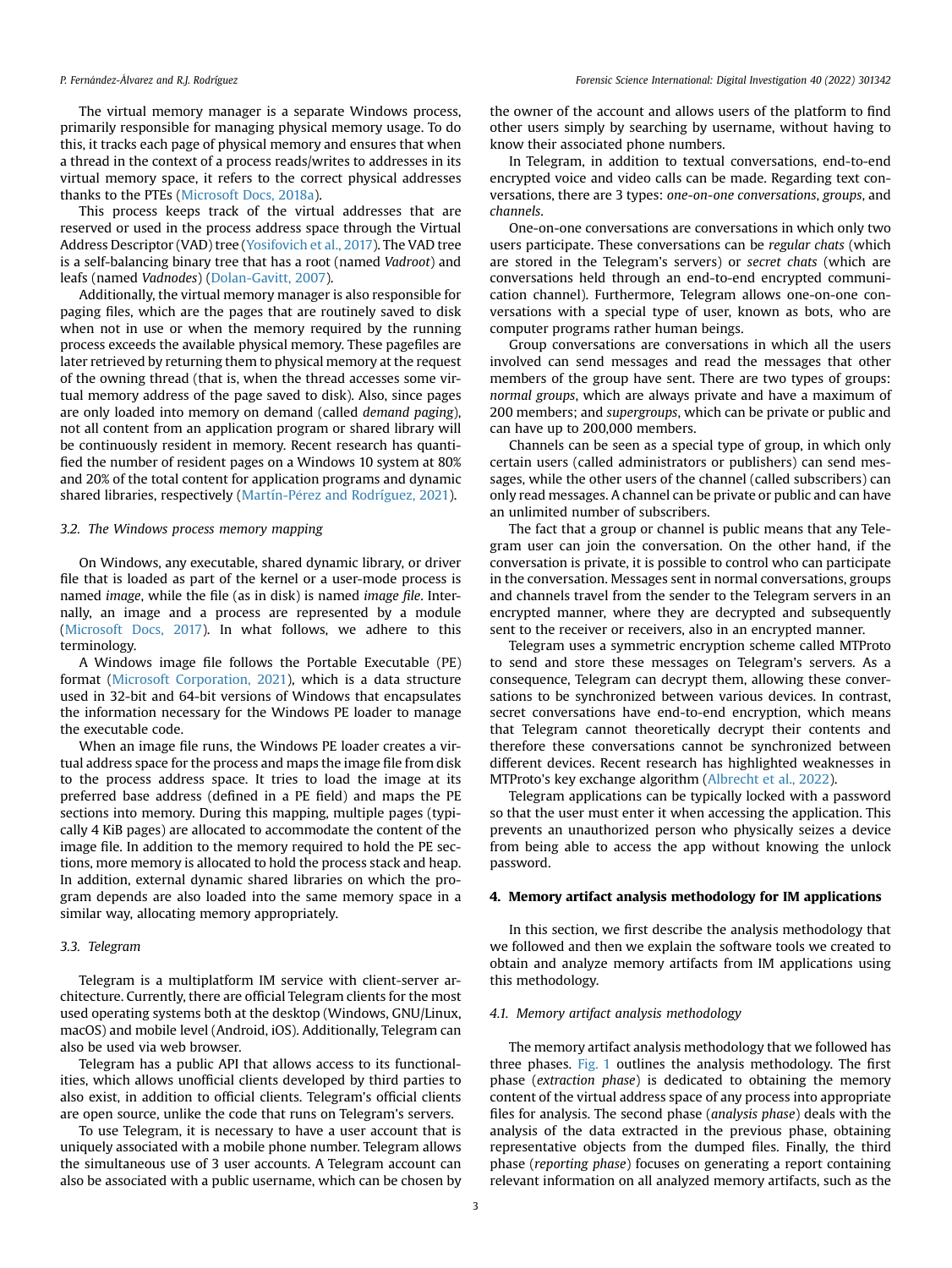The virtual memory manager is a separate Windows process, primarily responsible for managing physical memory usage. To do this, it tracks each page of physical memory and ensures that when a thread in the context of a process reads/writes to addresses in its virtual memory space, it refers to the correct physical addresses thanks to the PTEs (Microsoft Docs, 2018a).

This process keeps track of the virtual addresses that are reserved or used in the process address space through the Virtual Address Descriptor (VAD) tree (Yosifovich et al., 2017). The VAD tree is a self-balancing binary tree that has a root (named *Vadroot*) and leafs (named *Vadnodes*) (Dolan-Gavitt, 2007).

Additionally, the virtual memory manager is also responsible for paging files, which are the pages that are routinely saved to disk when not in use or when the memory required by the running process exceeds the available physical memory. These pagefiles are later retrieved by returning them to physical memory at the request of the owning thread (that is, when the thread accesses some virtual memory address of the page saved to disk). Also, since pages are only loaded into memory on demand (called *demand paging*), not all content from an application program or shared library will be continuously resident in memory. Recent research has quantified the number of resident pages on a Windows 10 system at 80% and 20% of the total content for application programs and dynamic shared libraries, respectively (Martín-Pérez and Rodríguez, 2021).

### 3.2. The Windows process memory mapping

On Windows, any executable, shared dynamic library, or driver file that is loaded as part of the kernel or a user-mode process is named *image*, while the file (as in disk) is named *image file*. Internally, an image and a process are represented by a module (Microsoft Docs, 2017). In what follows, we adhere to this terminology.

A Windows image file follows the Portable Executable (PE) format (Microsoft Corporation, 2021), which is a data structure used in 32-bit and 64-bit versions of Windows that encapsulates the information necessary for the Windows PE loader to manage the executable code.

When an image file runs, the Windows PE loader creates a virtual address space for the process and maps the image file from disk to the process address space. It tries to load the image at its preferred base address (defined in a PE field) and maps the PE sections into memory. During this mapping, multiple pages (typically 4 KiB pages) are allocated to accommodate the content of the image file. In addition to the memory required to hold the PE sections, more memory is allocated to hold the process stack and heap. In addition, external dynamic shared libraries on which the program depends are also loaded into the same memory space in a similar way, allocating memory appropriately.

### 3.3. Telegram

Telegram is a multiplatform IM service with client-server architecture. Currently, there are official Telegram clients for the most used operating systems both at the desktop (Windows, GNU/Linux, macOS) and mobile level (Android, iOS). Additionally, Telegram can also be used via web browser.

Telegram has a public API that allows access to its functionalities, which allows unofficial clients developed by third parties to also exist, in addition to official clients. Telegram's official clients are open source, unlike the code that runs on Telegram's servers.

To use Telegram, it is necessary to have a user account that is uniquely associated with a mobile phone number. Telegram allows the simultaneous use of 3 user accounts. A Telegram account can also be associated with a public username, which can be chosen by the owner of the account and allows users of the platform to find other users simply by searching by username, without having to know their associated phone numbers.

In Telegram, in addition to textual conversations, end-to-end encrypted voice and video calls can be made. Regarding text conversations, there are 3 types: *one-on-one conversations*, *groups*, and *channels*.

One-on-one conversations are conversations in which only two users participate. These conversations can be *regular chats* (which are stored in the Telegram's servers) or *secret chats* (which are conversations held through an end-to-end encrypted communication channel). Furthermore, Telegram allows one-on-one conversations with a special type of user, known as bots, who are computer programs rather human beings.

Group conversations are conversations in which all the users involved can send messages and read the messages that other members of the group have sent. There are two types of groups: *normal groups*, which are always private and have a maximum of 200 members; and *supergroups*, which can be private or public and can have up to 200,000 members.

Channels can be seen as a special type of group, in which only certain users (called administrators or publishers) can send messages, while the other users of the channel (called subscribers) can only read messages. A channel can be private or public and can have an unlimited number of subscribers.

The fact that a group or channel is public means that any Telegram user can join the conversation. On the other hand, if the conversation is private, it is possible to control who can participate in the conversation. Messages sent in normal conversations, groups and channels travel from the sender to the Telegram servers in an encrypted manner, where they are decrypted and subsequently sent to the receiver or receivers, also in an encrypted manner.

Telegram uses a symmetric encryption scheme called MTProto to send and store these messages on Telegram's servers. As a consequence, Telegram can decrypt them, allowing these conversations to be synchronized between various devices. In contrast, secret conversations have end-to-end encryption, which means that Telegram cannot theoretically decrypt their contents and therefore these conversations cannot be synchronized between different devices. Recent research has highlighted weaknesses in MTProto's key exchange algorithm (Albrecht et al., 2022).

Telegram applications can be typically locked with a password so that the user must enter it when accessing the application. This prevents an unauthorized person who physically seizes a device from being able to access the app without knowing the unlock password.

## 4. Memory artifact analysis methodology for IM applications

In this section, we first describe the analysis methodology that we followed and then we explain the software tools we created to obtain and analyze memory artifacts from IM applications using this methodology.

### 4.1. Memory artifact analysis methodology

The memory artifact analysis methodology that we followed has three phases. Fig. 1 outlines the analysis methodology. The first phase (*extraction phase*) is dedicated to obtaining the memory content of the virtual address space of any process into appropriate files for analysis. The second phase (*analysis phase*) deals with the analysis of the data extracted in the previous phase, obtaining representative objects from the dumped files. Finally, the third phase (*reporting phase*) focuses on generating a report containing relevant information on all analyzed memory artifacts, such as the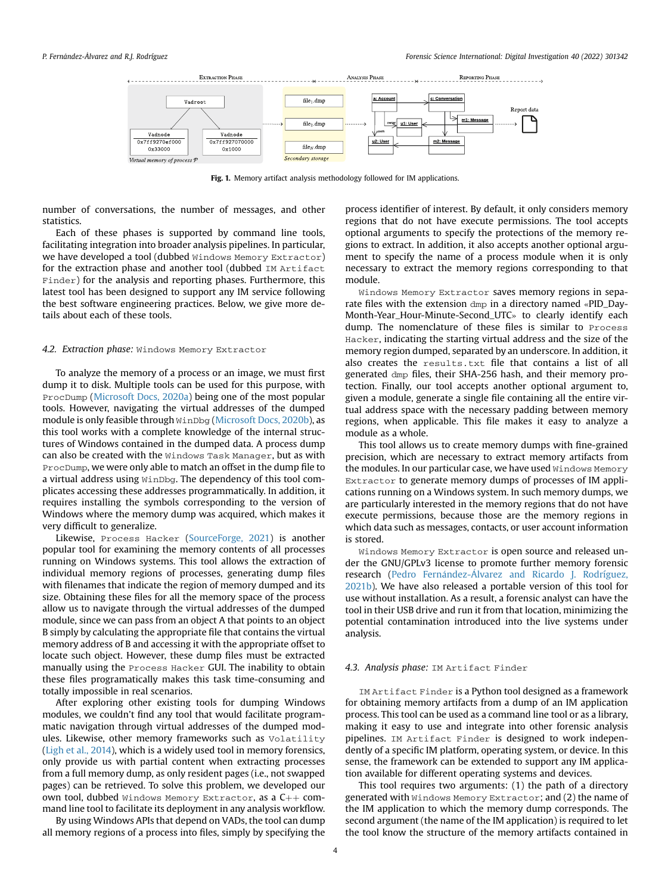**Fig. 1.** Memory artifact analysis methodology followed for IM applications.

number of conversations, the number of messages, and other statistics.

Each of these phases is supported by command line tools, facilitating integration into broader analysis pipelines. In particular, we have developed a tool (dubbed `Windows Memory Extractor`) for the extraction phase and another tool (dubbed `IM Artifact Finder`) for the analysis and reporting phases. Furthermore, this latest tool has been designed to support any IM service following the best software engineering practices. Below, we give more details about each of these tools.

### 4.2. Extraction phase: `Windows Memory Extractor`

To analyze the memory of a process or an image, we must first dump it to disk. Multiple tools can be used for this purpose, with `ProcDump` (Microsoft Docs, 2020a) being one of the most popular tools. However, navigating the virtual addresses of the dumped module is only feasible through `WinDbg` (Microsoft Docs, 2020b), as this tool works with a complete knowledge of the internal structures of Windows contained in the dumped data. A process dump can also be created with the `Windows Task Manager`, but as with `ProcDump`, we were only able to match an offset in the dump file to a virtual address using `WinDbg`. The dependency of this tool complicates accessing these addresses programmatically. In addition, it requires installing the symbols corresponding to the version of Windows where the memory dump was acquired, which makes it very difficult to generalize.

Likewise, `Process Hacker` (SourceForge, 2021) is another popular tool for examining the memory contents of all processes running on Windows systems. This tool allows the extraction of individual memory regions of processes, generating dump files with filenames that indicate the region of memory dumped and its size. Obtaining these files for all the memory space of the process allow us to navigate through the virtual addresses of the dumped module, since we can pass from an object A that points to an object B simply by calculating the appropriate file that contains the virtual memory address of B and accessing it with the appropriate offset to locate such object. However, these dump files must be extracted manually using the `Process Hacker` GUI. The inability to obtain these files programatically makes this task time-consuming and totally impossible in real scenarios.

After exploring other existing tools for dumping Windows modules, we couldn't find any tool that would facilitate programmatic navigation through virtual addresses of the dumped modules. Likewise, other memory frameworks such as `Volatility` (Ligh et al., 2014), which is a widely used tool in memory forensics, only provide us with partial content when extracting processes from a full memory dump, as only resident pages (i.e., not swapped pages) can be retrieved. To solve this problem, we developed our own tool, dubbed `Windows Memory Extractor`, as a C++ command line tool to facilitate its deployment in any analysis workflow.

By using Windows APIs that depend on VADs, the tool can dump all memory regions of a process into files, simply by specifying the process identifier of interest. By default, it only considers memory regions that do not have execute permissions. The tool accepts optional arguments to specify the protections of the memory regions to extract. In addition, it also accepts another optional argument to specify the name of a process module when it is only necessary to extract the memory regions corresponding to that module.

`Windows Memory Extractor` saves memory regions in separate files with the extension `dmp` in a directory named «PID_Day-Month-Year_Hour-Minute-Second_UTC» to clearly identify each dump. The nomenclature of these files is similar to `Process Hacker`, indicating the starting virtual address and the size of the memory region dumped, separated by an underscore. In addition, it also creates the `results.txt` file that contains a list of all generated `dmp` files, their SHA-256 hash, and their memory protection. Finally, our tool accepts another optional argument to, given a module, generate a single file containing all the entire virtual address space with the necessary padding between memory regions, when applicable. This file makes it easy to analyze a module as a whole.

This tool allows us to create memory dumps with fine-grained precision, which are necessary to extract memory artifacts from the modules. In our particular case, we have used `Windows Memory Extractor` to generate memory dumps of processes of IM applications running on a Windows system. In such memory dumps, we are particularly interested in the memory regions that do not have execute permissions, because those are the memory regions in which data such as messages, contacts, or user account information is stored.

`Windows Memory Extractor` is open source and released under the GNU/GPLv3 license to promote further memory forensic research (Pedro Fernández-Álvarez and Ricardo J. Rodríguez, 2021b). We have also released a portable version of this tool for use without installation. As a result, a forensic analyst can have the tool in their USB drive and run it from that location, minimizing the potential contamination introduced into the live systems under analysis.

### 4.3. Analysis phase: `IM Artifact Finder`

`IM Artifact Finder` is a Python tool designed as a framework for obtaining memory artifacts from a dump of an IM application process. This tool can be used as a command line tool or as a library, making it easy to use and integrate into other forensic analysis pipelines. `IM Artifact Finder` is designed to work independently of a specific IM platform, operating system, or device. In this sense, the framework can be extended to support any IM application available for different operating systems and devices.

This tool requires two arguments: (1) the path of a directory generated with `Windows Memory Extractor`; and (2) the name of the IM application to which the memory dump corresponds. The second argument (the name of the IM application) is required to let the tool know the structure of the memory artifacts contained in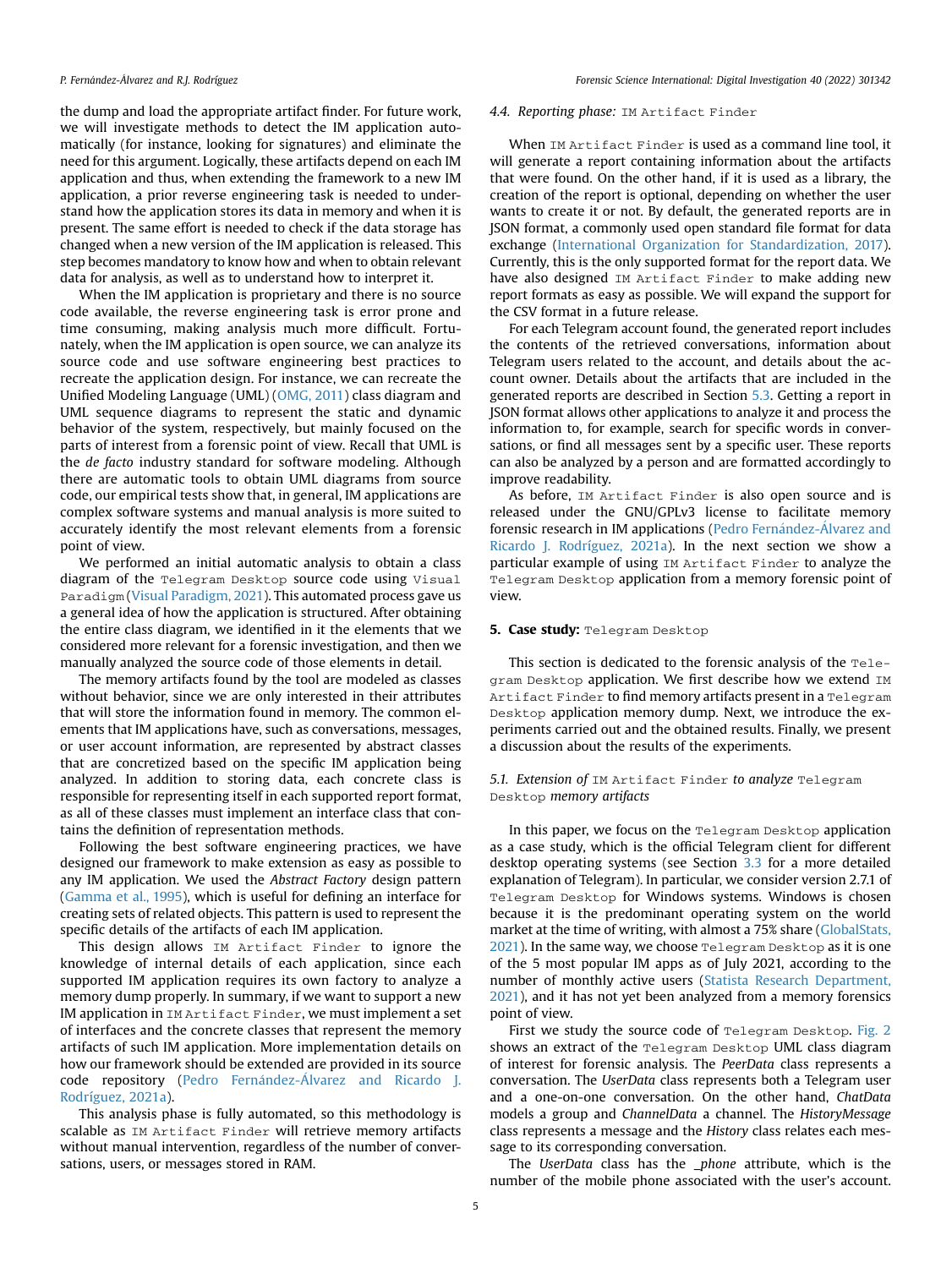the dump and load the appropriate artifact finder. For future work, we will investigate methods to detect the IM application automatically (for instance, looking for signatures) and eliminate the need for this argument. Logically, these artifacts depend on each IM application and thus, when extending the framework to a new IM application, a prior reverse engineering task is needed to understand how the application stores its data in memory and when it is present. The same effort is needed to check if the data storage has changed when a new version of the IM application is released. This step becomes mandatory to know how and when to obtain relevant data for analysis, as well as to understand how to interpret it.

When the IM application is proprietary and there is no source code available, the reverse engineering task is error prone and time consuming, making analysis much more difficult. Fortunately, when the IM application is open source, we can analyze its source code and use software engineering best practices to recreate the application design. For instance, we can recreate the Unified Modeling Language (UML) (OMG, 2011) class diagram and UML sequence diagrams to represent the static and dynamic behavior of the system, respectively, but mainly focused on the parts of interest from a forensic point of view. Recall that UML is the *de facto* industry standard for software modeling. Although there are automatic tools to obtain UML diagrams from source code, our empirical tests show that, in general, IM applications are complex software systems and manual analysis is more suited to accurately identify the most relevant elements from a forensic point of view.

We performed an initial automatic analysis to obtain a class diagram of the `Telegram Desktop` source code using `Visual Paradigm` (Visual Paradigm, 2021). This automated process gave us a general idea of how the application is structured. After obtaining the entire class diagram, we identified in it the elements that we considered more relevant for a forensic investigation, and then we manually analyzed the source code of those elements in detail.

The memory artifacts found by the tool are modeled as classes without behavior, since we are only interested in their attributes that will store the information found in memory. The common elements that IM applications have, such as conversations, messages, or user account information, are represented by abstract classes that are concretized based on the specific IM application being analyzed. In addition to storing data, each concrete class is responsible for representing itself in each supported report format, as all of these classes must implement an interface class that contains the definition of representation methods.

Following the best software engineering practices, we have designed our framework to make extension as easy as possible to any IM application. We used the *Abstract Factory* design pattern (Gamma et al., 1995), which is useful for defining an interface for creating sets of related objects. This pattern is used to represent the specific details of the artifacts of each IM application.

This design allows `IM Artifact Finder` to ignore the knowledge of internal details of each application, since each supported IM application requires its own factory to analyze a memory dump properly. In summary, if we want to support a new IM application in `IM Artifact Finder`, we must implement a set of interfaces and the concrete classes that represent the memory artifacts of such IM application. More implementation details on how our framework should be extended are provided in its source code repository (Pedro Fernández-Álvarez and Ricardo J. Rodríguez, 2021a).

This analysis phase is fully automated, so this methodology is scalable as `IM Artifact Finder` will retrieve memory artifacts without manual intervention, regardless of the number of conversations, users, or messages stored in RAM.

### 4.4. Reporting phase: `IM Artifact Finder`

When `IM Artifact Finder` is used as a command line tool, it will generate a report containing information about the artifacts that were found. On the other hand, if it is used as a library, the creation of the report is optional, depending on whether the user wants to create it or not. By default, the generated reports are in JSON format, a commonly used open standard file format for data exchange (International Organization for Standardization, 2017). Currently, this is the only supported format for the report data. We have also designed `IM Artifact Finder` to make adding new report formats as easy as possible. We will expand the support for the CSV format in a future release.

For each Telegram account found, the generated report includes the contents of the retrieved conversations, information about Telegram users related to the account, and details about the account owner. Details about the artifacts that are included in the generated reports are described in Section 5.3. Getting a report in JSON format allows other applications to analyze it and process the information to, for example, search for specific words in conversations, or find all messages sent by a specific user. These reports can also be analyzed by a person and are formatted accordingly to improve readability.

As before, `IM Artifact Finder` is also open source and is released under the GNU/GPLv3 license to facilitate memory forensic research in IM applications (Pedro Fernández-Álvarez and Ricardo J. Rodríguez, 2021a). In the next section we show a particular example of using `IM Artifact Finder` to analyze the `Telegram Desktop` application from a memory forensic point of view.

## 5. Case study: `Telegram Desktop`

This section is dedicated to the forensic analysis of the `Telegram Desktop` application. We first describe how we extend `IM Artifact Finder` to find memory artifacts present in a `Telegram Desktop` application memory dump. Next, we introduce the experiments carried out and the obtained results. Finally, we present a discussion about the results of the experiments.

### 5.1. Extension of `IM Artifact Finder` to analyze `Telegram Desktop` memory artifacts

In this paper, we focus on the `Telegram Desktop` application as a case study, which is the official Telegram client for different desktop operating systems (see Section 3.3 for a more detailed explanation of Telegram). In particular, we consider version 2.7.1 of `Telegram Desktop` for Windows systems. Windows is chosen because it is the predominant operating system on the world market at the time of writing, with almost a 75% share (GlobalStats, 2021). In the same way, we choose `Telegram Desktop` as it is one of the 5 most popular IM apps as of July 2021, according to the number of monthly active users (Statista Research Department, 2021), and it has not yet been analyzed from a memory forensics point of view.

First we study the source code of `Telegram Desktop`. Fig. 2 shows an extract of the `Telegram Desktop` UML class diagram of interest for forensic analysis. The *PeerData* class represents a conversation. The *UserData* class represents both a Telegram user and a one-on-one conversation. On the other hand, *ChatData* models a group and *ChannelData* a channel. The *HistoryMessage* class represents a message and the *History* class relates each message to its corresponding conversation.

The *UserData* class has the *_phone* attribute, which is the number of the mobile phone associated with the user's account.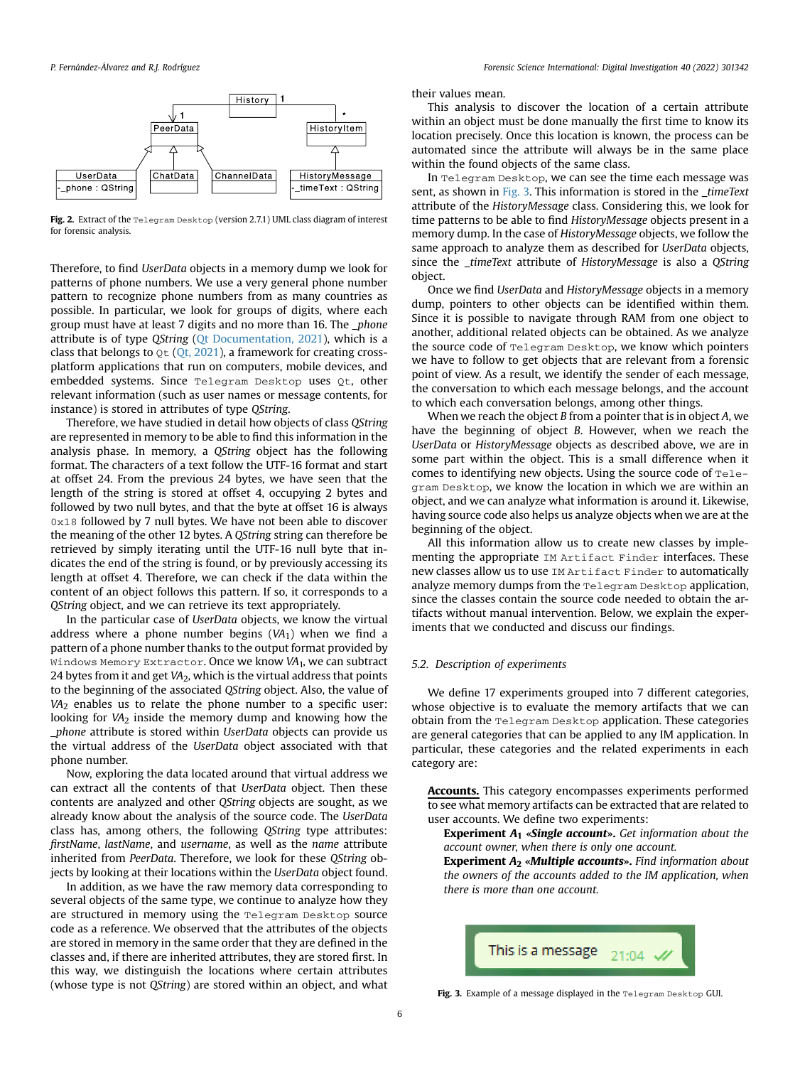Fig. 2. Extract of the Telegram Desktop (version 2.7.1) UML class diagram of interest for forensic analysis.

Therefore, to find *UserData* objects in a memory dump we look for patterns of phone numbers. We use a very general phone number pattern to recognize phone numbers from as many countries as possible. In particular, we look for groups of digits, where each group must have at least 7 digits and no more than 16. The *_phone* attribute is of type *QString* (Qt Documentation, 2021), which is a class that belongs to Qt (Qt, 2021), a framework for creating cross-platform applications that run on computers, mobile devices, and embedded systems. Since Telegram Desktop uses Qt, other relevant information (such as user names or message contents, for instance) is stored in attributes of type *QString*.

Therefore, we have studied in detail how objects of class *QString* are represented in memory to be able to find this information in the analysis phase. In memory, a *QString* object has the following format. The characters of a text follow the UTF-16 format and start at offset 24. From the previous 24 bytes, we have seen that the length of the string is stored at offset 4, occupying 2 bytes and followed by two null bytes, and that the byte at offset 16 is always 0x18 followed by 7 null bytes. We have not been able to discover the meaning of the other 12 bytes. A *QString* string can therefore be retrieved by simply iterating until the UTF-16 null byte that indicates the end of the string is found, or by previously accessing its length at offset 4. Therefore, we can check if the data within the content of an object follows this pattern. If so, it corresponds to a *QString* object, and we can retrieve its text appropriately.

In the particular case of *UserData* objects, we know the virtual address where a phone number begins ($VA_1$) when we find a pattern of a phone number thanks to the output format provided by Windows Memory Extractor. Once we know $VA_1$, we can subtract 24 bytes from it and get $VA_2$, which is the virtual address that points to the beginning of the associated *QString* object. Also, the value of $VA_2$ enables us to relate the phone number to a specific user: looking for $VA_2$ inside the memory dump and knowing how the *_phone* attribute is stored within *UserData* objects can provide us the virtual address of the *UserData* object associated with that phone number.

Now, exploring the data located around that virtual address we can extract all the contents of that *UserData* object. Then these contents are analyzed and other *QString* objects are sought, as we already know about the analysis of the source code. The *UserData* class has, among others, the following *QString* type attributes: *firstName*, *lastName*, and *username*, as well as the *name* attribute inherited from *PeerData*. Therefore, we look for these *QString* objects by looking at their locations within the *UserData* object found.

In addition, as we have the raw memory data corresponding to several objects of the same type, we continue to analyze how they are structured in memory using the Telegram Desktop source code as a reference. We observed that the attributes of the objects are stored in memory in the same order that they are defined in the classes and, if there are inherited attributes, they are stored first. In this way, we distinguish the locations where certain attributes (whose type is not *QString*) are stored within an object, and what their values mean.

This analysis to discover the location of a certain attribute within an object must be done manually the first time to know its location precisely. Once this location is known, the process can be automated since the attribute will always be in the same place within the found objects of the same class.

In Telegram Desktop, we can see the time each message was sent, as shown in Fig. 3. This information is stored in the *_timeText* attribute of the *HistoryMessage* class. Considering this, we look for time patterns to be able to find *HistoryMessage* objects present in a memory dump. In the case of *HistoryMessage* objects, we follow the same approach to analyze them as described for *UserData* objects, since the *_timeText* attribute of *HistoryMessage* is also a *QString* object.

Once we find *UserData* and *HistoryMessage* objects in a memory dump, pointers to other objects can be identified within them. Since it is possible to navigate through RAM from one object to another, additional related objects can be obtained. As we analyze the source code of Telegram Desktop, we know which pointers we have to follow to get objects that are relevant from a forensic point of view. As a result, we identify the sender of each message, the conversation to which each message belongs, and the account to which each conversation belongs, among other things.

When we reach the object *B* from a pointer that is in object *A*, we have the beginning of object *B*. However, when we reach the *UserData* or *HistoryMessage* objects as described above, we are in some part within the object. This is a small difference when it comes to identifying new objects. Using the source code of Telegram Desktop, we know the location in which we are within an object, and we can analyze what information is around it. Likewise, having source code also helps us analyze objects when we are at the beginning of the object.

All this information allow us to create new classes by implementing the appropriate IM Artifact Finder interfaces. These new classes allow us to use IM Artifact Finder to automatically analyze memory dumps from the Telegram Desktop application, since the classes contain the source code needed to obtain the artifacts without manual intervention. Below, we explain the experiments that we conducted and discuss our findings.

### 5.2. Description of experiments

We define 17 experiments grouped into 7 different categories, whose objective is to evaluate the memory artifacts that we can obtain from the Telegram Desktop application. These categories are general categories that can be applied to any IM application. In particular, these categories and the related experiments in each category are:

**Accounts.** This category encompasses experiments performed to see what memory artifacts can be extracted that are related to user accounts. We define two experiments:

**Experiment $A_1$ «*Single account*».** *Get information about the account owner, when there is only one account.*

**Experiment $A_2$ «*Multiple accounts*».** *Find information about the owners of the accounts added to the IM application, when there is more than one account.*

Fig. 3. Example of a message displayed in the Telegram Desktop GUI.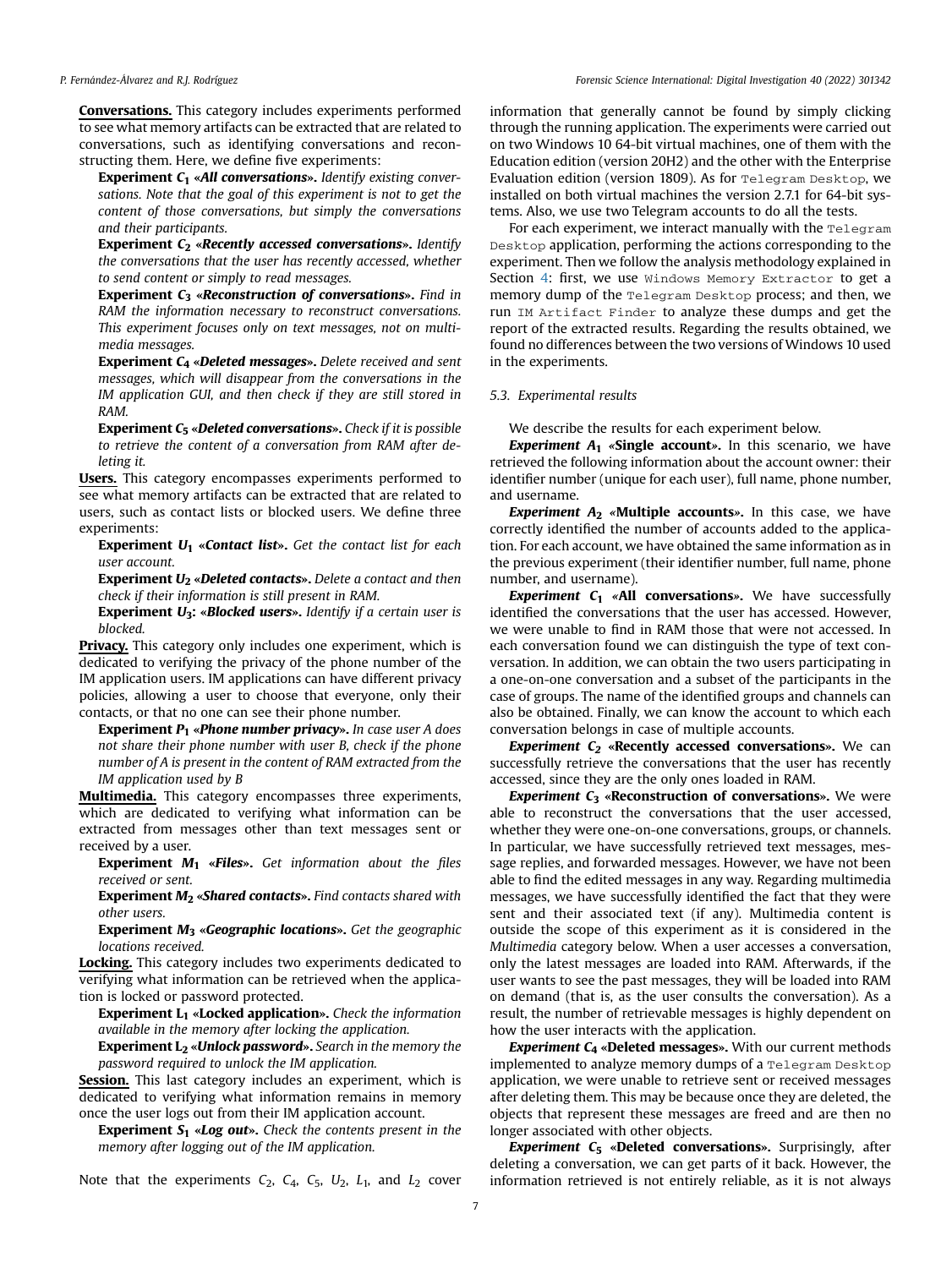**Conversations.** This category includes experiments performed to see what memory artifacts can be extracted that are related to conversations, such as identifying conversations and reconstructing them. Here, we define five experiments:

**Experiment $C_1$ «*All conversations*».** *Identify existing conversations. Note that the goal of this experiment is not to get the content of those conversations, but simply the conversations and their participants.*

**Experiment $C_2$ «*Recently accessed conversations*».** *Identify the conversations that the user has recently accessed, whether to send content or simply to read messages.*

**Experiment $C_3$ «*Reconstruction of conversations*».** *Find in RAM the information necessary to reconstruct conversations. This experiment focuses only on text messages, not on multimedia messages.*

**Experiment $C_4$ «*Deleted messages*».** *Delete received and sent messages, which will disappear from the conversations in the IM application GUI, and then check if they are still stored in RAM.*

**Experiment $C_5$ «*Deleted conversations*».** *Check if it is possible to retrieve the content of a conversation from RAM after deleting it.*

**Users.** This category encompasses experiments performed to see what memory artifacts can be extracted that are related to users, such as contact lists or blocked users. We define three experiments:

**Experiment $U_1$ «*Contact list*».** *Get the contact list for each user account.*

**Experiment $U_2$ «*Deleted contacts*».** *Delete a contact and then check if their information is still present in RAM.*

**Experiment $U_3$: «*Blocked users*».** *Identify if a certain user is blocked.*

**Privacy.** This category only includes one experiment, which is dedicated to verifying the privacy of the phone number of the IM application users. IM applications can have different privacy policies, allowing a user to choose that everyone, only their contacts, or that no one can see their phone number.

**Experiment $P_1$ «*Phone number privacy*».** *In case user A does not share their phone number with user B, check if the phone number of A is present in the content of RAM extracted from the IM application used by B*

**Multimedia.** This category encompasses three experiments, which are dedicated to verifying what information can be extracted from messages other than text messages sent or received by a user.

**Experiment $M_1$ «*Files*».** *Get information about the files received or sent.*

**Experiment $M_2$ «*Shared contacts*».** *Find contacts shared with other users.*

**Experiment $M_3$ «*Geographic locations*».** *Get the geographic locations received.*

**Locking.** This category includes two experiments dedicated to verifying what information can be retrieved when the application is locked or password protected.

**Experiment $L_1$ «Locked application».** *Check the information available in the memory after locking the application.*

**Experiment $L_2$ «*Unlock password*».** *Search in the memory the password required to unlock the IM application.*

**Session.** This last category includes an experiment, which is dedicated to verifying what information remains in memory once the user logs out from their IM application account.

**Experiment $S_1$ «*Log out*».** *Check the contents present in the memory after logging out of the IM application.*

Note that the experiments $C_2$, $C_4$, $C_5$, $U_2$, $L_1$, and $L_2$ cover information that generally cannot be found by simply clicking through the running application. The experiments were carried out on two Windows 10 64-bit virtual machines, one of them with the Education edition (version 20H2) and the other with the Enterprise Evaluation edition (version 1809). As for `Telegram Desktop`, we installed on both virtual machines the version 2.7.1 for 64-bit systems. Also, we use two Telegram accounts to do all the tests.

For each experiment, we interact manually with the `Telegram Desktop` application, performing the actions corresponding to the experiment. Then we follow the analysis methodology explained in Section 4: first, we use `Windows Memory Extractor` to get a memory dump of the `Telegram Desktop` process; and then, we run `IM Artifact Finder` to analyze these dumps and get the report of the extracted results. Regarding the results obtained, we found no differences between the two versions of Windows 10 used in the experiments.

### 5.3. Experimental results

We describe the results for each experiment below.

***Experiment $A_1$* «Single account».** In this scenario, we have retrieved the following information about the account owner: their identifier number (unique for each user), full name, phone number, and username.

***Experiment $A_2$* «Multiple accounts».** In this case, we have correctly identified the number of accounts added to the application. For each account, we have obtained the same information as in the previous experiment (their identifier number, full name, phone number, and username).

***Experiment $C_1$* «All conversations».** We have successfully identified the conversations that the user has accessed. However, we were unable to find in RAM those that were not accessed. In each conversation found we can distinguish the type of text conversation. In addition, we can obtain the two users participating in a one-on-one conversation and a subset of the participants in the case of groups. The name of the identified groups and channels can also be obtained. Finally, we can know the account to which each conversation belongs in case of multiple accounts.

***Experiment $C_2$* «Recently accessed conversations».** We can successfully retrieve the conversations that the user has recently accessed, since they are the only ones loaded in RAM.

***Experiment $C_3$* «Reconstruction of conversations».** We were able to reconstruct the conversations that the user accessed, whether they were one-on-one conversations, groups, or channels. In particular, we have successfully retrieved text messages, message replies, and forwarded messages. However, we have not been able to find the edited messages in any way. Regarding multimedia messages, we have successfully identified the fact that they were sent and their associated text (if any). Multimedia content is outside the scope of this experiment as it is considered in the *Multimedia* category below. When a user accesses a conversation, only the latest messages are loaded into RAM. Afterwards, if the user wants to see the past messages, they will be loaded into RAM on demand (that is, as the user consults the conversation). As a result, the number of retrievable messages is highly dependent on how the user interacts with the application.

***Experiment $C_4$* «Deleted messages».** With our current methods implemented to analyze memory dumps of a `Telegram Desktop` application, we were unable to retrieve sent or received messages after deleting them. This may be because once they are deleted, the objects that represent these messages are freed and are then no longer associated with other objects.

***Experiment $C_5$* «Deleted conversations».** Surprisingly, after deleting a conversation, we can get parts of it back. However, the information retrieved is not entirely reliable, as it is not always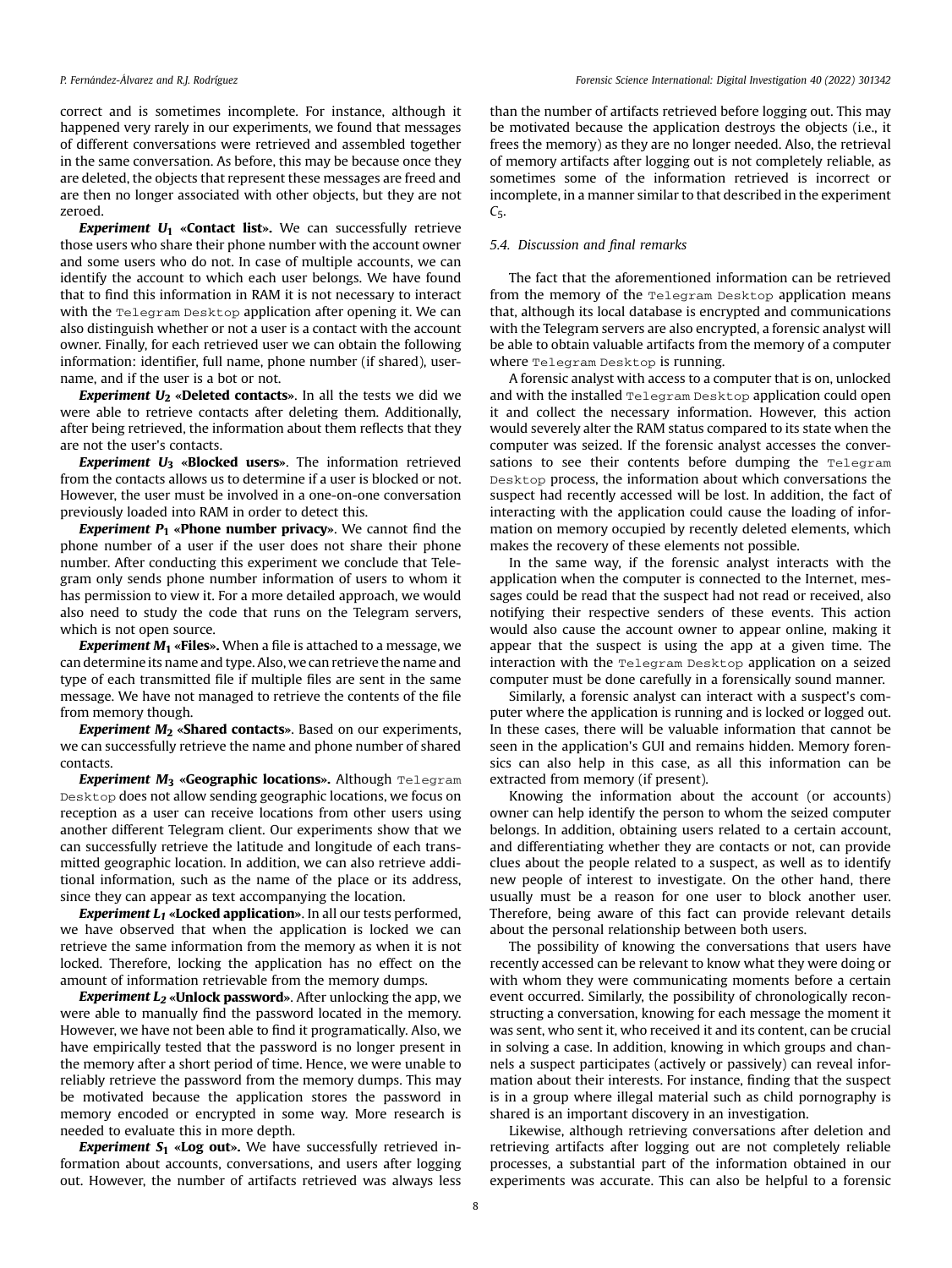correct and is sometimes incomplete. For instance, although it happened very rarely in our experiments, we found that messages of different conversations were retrieved and assembled together in the same conversation. As before, this may be because once they are deleted, the objects that represent these messages are freed and are then no longer associated with other objects, but they are not zeroed.

***Experiment $U_1$* «Contact list».** We can successfully retrieve those users who share their phone number with the account owner and some users who do not. In case of multiple accounts, we can identify the account to which each user belongs. We have found that to find this information in RAM it is not necessary to interact with the `Telegram Desktop` application after opening it. We can also distinguish whether or not a user is a contact with the account owner. Finally, for each retrieved user we can obtain the following information: identifier, full name, phone number (if shared), username, and if the user is a bot or not.

***Experiment $U_2$* «Deleted contacts».** In all the tests we did we were able to retrieve contacts after deleting them. Additionally, after being retrieved, the information about them reflects that they are not the user's contacts.

***Experiment $U_3$* «Blocked users».** The information retrieved from the contacts allows us to determine if a user is blocked or not. However, the user must be involved in a one-on-one conversation previously loaded into RAM in order to detect this.

***Experiment $P_1$* «Phone number privacy».** We cannot find the phone number of a user if the user does not share their phone number. After conducting this experiment we conclude that Telegram only sends phone number information of users to whom it has permission to view it. For a more detailed approach, we would also need to study the code that runs on the Telegram servers, which is not open source.

***Experiment $M_1$* «Files».** When a file is attached to a message, we can determine its name and type. Also, we can retrieve the name and type of each transmitted file if multiple files are sent in the same message. We have not managed to retrieve the contents of the file from memory though.

***Experiment $M_2$* «Shared contacts».** Based on our experiments, we can successfully retrieve the name and phone number of shared contacts.

***Experiment $M_3$* «Geographic locations».** Although `Telegram Desktop` does not allow sending geographic locations, we focus on reception as a user can receive locations from other users using another different Telegram client. Our experiments show that we can successfully retrieve the latitude and longitude of each transmitted geographic location. In addition, we can also retrieve additional information, such as the name of the place or its address, since they can appear as text accompanying the location.

***Experiment $L_1$* «Locked application».** In all our tests performed, we have observed that when the application is locked we can retrieve the same information from the memory as when it is not locked. Therefore, locking the application has no effect on the amount of information retrievable from the memory dumps.

***Experiment $L_2$* «Unlock password».** After unlocking the app, we were able to manually find the password located in the memory. However, we have not been able to find it programatically. Also, we have empirically tested that the password is no longer present in the memory after a short period of time. Hence, we were unable to reliably retrieve the password from the memory dumps. This may be motivated because the application stores the password in memory encoded or encrypted in some way. More research is needed to evaluate this in more depth.

***Experiment $S_1$* «Log out».** We have successfully retrieved information about accounts, conversations, and users after logging out. However, the number of artifacts retrieved was always less than the number of artifacts retrieved before logging out. This may be motivated because the application destroys the objects (i.e., it frees the memory) as they are no longer needed. Also, the retrieval of memory artifacts after logging out is not completely reliable, as sometimes some of the information retrieved is incorrect or incomplete, in a manner similar to that described in the experiment $C_5$.

### 5.4. Discussion and final remarks

The fact that the aforementioned information can be retrieved from the memory of the `Telegram Desktop` application means that, although its local database is encrypted and communications with the Telegram servers are also encrypted, a forensic analyst will be able to obtain valuable artifacts from the memory of a computer where `Telegram Desktop` is running.

A forensic analyst with access to a computer that is on, unlocked and with the installed `Telegram Desktop` application could open it and collect the necessary information. However, this action would severely alter the RAM status compared to its state when the computer was seized. If the forensic analyst accesses the conversations to see their contents before dumping the `Telegram Desktop` process, the information about which conversations the suspect had recently accessed will be lost. In addition, the fact of interacting with the application could cause the loading of information on memory occupied by recently deleted elements, which makes the recovery of these elements not possible.

In the same way, if the forensic analyst interacts with the application when the computer is connected to the Internet, messages could be read that the suspect had not read or received, also notifying their respective senders of these events. This action would also cause the account owner to appear online, making it appear that the suspect is using the app at a given time. The interaction with the `Telegram Desktop` application on a seized computer must be done carefully in a forensically sound manner.

Similarly, a forensic analyst can interact with a suspect's computer where the application is running and is locked or logged out. In these cases, there will be valuable information that cannot be seen in the application's GUI and remains hidden. Memory forensics can also help in this case, as all this information can be extracted from memory (if present).

Knowing the information about the account (or accounts) owner can help identify the person to whom the seized computer belongs. In addition, obtaining users related to a certain account, and differentiating whether they are contacts or not, can provide clues about the people related to a suspect, as well as to identify new people of interest to investigate. On the other hand, there usually must be a reason for one user to block another user. Therefore, being aware of this fact can provide relevant details about the personal relationship between both users.

The possibility of knowing the conversations that users have recently accessed can be relevant to know what they were doing or with whom they were communicating moments before a certain event occurred. Similarly, the possibility of chronologically reconstructing a conversation, knowing for each message the moment it was sent, who sent it, who received it and its content, can be crucial in solving a case. In addition, knowing in which groups and channels a suspect participates (actively or passively) can reveal information about their interests. For instance, finding that the suspect is in a group where illegal material such as child pornography is shared is an important discovery in an investigation.

Likewise, although retrieving conversations after deletion and retrieving artifacts after logging out are not completely reliable processes, a substantial part of the information obtained in our experiments was accurate. This can also be helpful to a forensic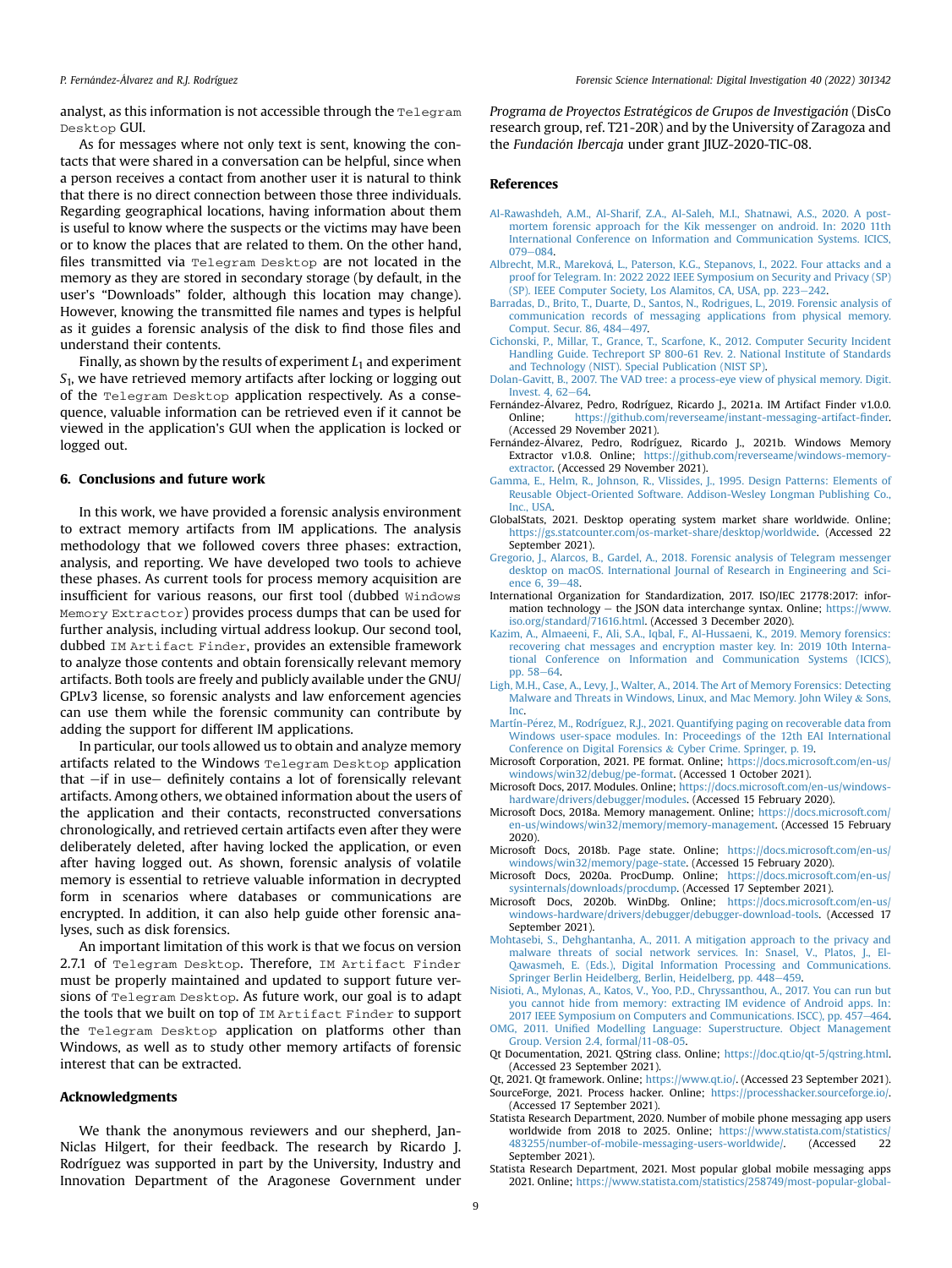analyst, as this information is not accessible through the `Telegram Desktop` GUI.

As for messages where not only text is sent, knowing the contacts that were shared in a conversation can be helpful, since when a person receives a contact from another user it is natural to think that there is no direct connection between those three individuals. Regarding geographical locations, having information about them is useful to know where the suspects or the victims may have been or to know the places that are related to them. On the other hand, files transmitted via `Telegram Desktop` are not located in the memory as they are stored in secondary storage (by default, in the user's "Downloads" folder, although this location may change). However, knowing the transmitted file names and types is helpful as it guides a forensic analysis of the disk to find those files and understand their contents.

Finally, as shown by the results of experiment $L_1$ and experiment $S_1$, we have retrieved memory artifacts after locking or logging out of the `Telegram Desktop` application respectively. As a consequence, valuable information can be retrieved even if it cannot be viewed in the application's GUI when the application is locked or logged out.

## 6. Conclusions and future work

In this work, we have provided a forensic analysis environment to extract memory artifacts from IM applications. The analysis methodology that we followed covers three phases: extraction, analysis, and reporting. We have developed two tools to achieve these phases. As current tools for process memory acquisition are insufficient for various reasons, our first tool (dubbed `Windows Memory Extractor`) provides process dumps that can be used for further analysis, including virtual address lookup. Our second tool, dubbed `IM Artifact Finder`, provides an extensible framework to analyze those contents and obtain forensically relevant memory artifacts. Both tools are freely and publicly available under the GNU/GPLv3 license, so forensic analysts and law enforcement agencies can use them while the forensic community can contribute by adding the support for different IM applications.

In particular, our tools allowed us to obtain and analyze memory artifacts related to the Windows `Telegram Desktop` application that −if in use− definitely contains a lot of forensically relevant artifacts. Among others, we obtained information about the users of the application and their contacts, reconstructed conversations chronologically, and retrieved certain artifacts even after they were deliberately deleted, after having locked the application, or even after having logged out. As shown, forensic analysis of volatile memory is essential to retrieve valuable information in decrypted form in scenarios where databases or communications are encrypted. In addition, it can also help guide other forensic analyses, such as disk forensics.

An important limitation of this work is that we focus on version 2.7.1 of `Telegram Desktop`. Therefore, `IM Artifact Finder` must be properly maintained and updated to support future versions of `Telegram Desktop`. As future work, our goal is to adapt the tools that we built on top of `IM Artifact Finder` to support the `Telegram Desktop` application on platforms other than Windows, as well as to study other memory artifacts of forensic interest that can be extracted.

## Acknowledgments

We thank the anonymous reviewers and our shepherd, Jan-Niclas Hilgert, for their feedback. The research by Ricardo J. Rodríguez was supported in part by the University, Industry and Innovation Department of the Aragonese Government under *Programa de Proyectos Estratégicos de Grupos de Investigación* (DisCo research group, ref. T21-20R) and by the University of Zaragoza and the *Fundación Ibercaja* under grant JIUZ-2020-TIC-08.

## References

Al-Rawashdeh, A.M., Al-Sharif, Z.A., Al-Saleh, M.I., Shatnawi, A.S., 2020. A post-mortem forensic approach for the Kik messenger on android. In: 2020 11th International Conference on Information and Communication Systems. ICICS, 079−084.

Albrecht, M.R., Mareková, L., Paterson, K.G., Stepanovs, I., 2022. Four attacks and a proof for Telegram. In: 2022 2022 IEEE Symposium on Security and Privacy (SP) (SP). IEEE Computer Society, Los Alamitos, CA, USA, pp. 223−242.

Barradas, D., Brito, T., Duarte, D., Santos, N., Rodrigues, L., 2019. Forensic analysis of communication records of messaging applications from physical memory. Comput. Secur. 86, 484−497.

Cichonski, P., Millar, T., Grance, T., Scarfone, K., 2012. Computer Security Incident Handling Guide. Techreport SP 800-61 Rev. 2. National Institute of Standards and Technology (NIST). Special Publication (NIST SP).

Dolan-Gavitt, B., 2007. The VAD tree: a process-eye view of physical memory. Digit. Invest. 4, 62−64.

Fernández-Álvarez, Pedro, Rodríguez, Ricardo J., 2021a. IM Artifact Finder v1.0.0. Online; https://github.com/reverseame/instant-messaging-artifact-finder. (Accessed 29 November 2021).

Fernández-Álvarez, Pedro, Rodríguez, Ricardo J., 2021b. Windows Memory Extractor v1.0.8. Online; https://github.com/reverseame/windows-memory-extractor. (Accessed 29 November 2021).

Gamma, E., Helm, R., Johnson, R., Vlissides, J., 1995. Design Patterns: Elements of Reusable Object-Oriented Software. Addison-Wesley Longman Publishing Co., Inc., USA.

GlobalStats, 2021. Desktop operating system market share worldwide. Online; https://gs.statcounter.com/os-market-share/desktop/worldwide. (Accessed 22 September 2021).

Gregorio, J., Alarcos, B., Gardel, A., 2018. Forensic analysis of Telegram messenger desktop on macOS. International Journal of Research in Engineering and Science 6, 39−48.

International Organization for Standardization, 2017. ISO/IEC 21778:2017: information technology − the JSON data interchange syntax. Online; https://www.iso.org/standard/71616.html. (Accessed 3 December 2020).

Kazim, A., Almaeeni, F., Ali, S.A., Iqbal, F., Al-Hussaeni, K., 2019. Memory forensics: recovering chat messages and encryption master key. In: 2019 10th International Conference on Information and Communication Systems (ICICS), pp. 58−64.

Ligh, M.H., Case, A., Levy, J., Walter, A., 2014. The Art of Memory Forensics: Detecting Malware and Threats in Windows, Linux, and Mac Memory. John Wiley & Sons, Inc.

Martín-Pérez, M., Rodríguez, R.J., 2021. Quantifying paging on recoverable data from Windows user-space modules. In: Proceedings of the 12th EAI International Conference on Digital Forensics & Cyber Crime. Springer, p. 19.

Microsoft Corporation, 2021. PE format. Online; https://docs.microsoft.com/en-us/windows/win32/debug/pe-format. (Accessed 1 October 2021).

Microsoft Docs, 2017. Modules. Online; https://docs.microsoft.com/en-us/windows-hardware/drivers/debugger/modules. (Accessed 15 February 2020).

Microsoft Docs, 2018a. Memory management. Online; https://docs.microsoft.com/en-us/windows/win32/memory/memory-management. (Accessed 15 February 2020).

Microsoft Docs, 2018b. Page state. Online; https://docs.microsoft.com/en-us/windows/win32/memory/page-state. (Accessed 15 February 2020).

Microsoft Docs, 2020a. ProcDump. Online; https://docs.microsoft.com/en-us/sysinternals/downloads/procdump. (Accessed 17 September 2021).

Microsoft Docs, 2020b. WinDbg. Online; https://docs.microsoft.com/en-us/windows-hardware/drivers/debugger/debugger-download-tools. (Accessed 17 September 2021).

Mohtasebi, S., Dehghantanha, A., 2011. A mitigation approach to the privacy and malware threats of social network services. In: Snasel, V., Platos, J., El-Qawasmeh, E. (Eds.), Digital Information Processing and Communications. Springer Berlin Heidelberg, Berlin, Heidelberg, pp. 448−459.

Nisioti, A., Mylonas, A., Katos, V., Yoo, P.D., Chryssanthou, A., 2017. You can run but you cannot hide from memory: extracting IM evidence of Android apps. In: 2017 IEEE Symposium on Computers and Communications. ISCC), pp. 457−464.

OMG, 2011. Unified Modelling Language: Superstructure. Object Management Group. Version 2.4, formal/11-08-05.

Qt Documentation, 2021. QString class. Online; https://doc.qt.io/qt-5/qstring.html. (Accessed 23 September 2021).

Qt, 2021. Qt framework. Online; https://www.qt.io/. (Accessed 23 September 2021).

SourceForge, 2021. Process hacker. Online; https://processhacker.sourceforge.io/. (Accessed 17 September 2021).

Statista Research Department, 2020. Number of mobile phone messaging app users worldwide from 2018 to 2025. Online; https://www.statista.com/statistics/483255/number-of-mobile-messaging-users-worldwide/. (Accessed 22 September 2021).

Statista Research Department, 2021. Most popular global mobile messaging apps 2021. Online; https://www.statista.com/statistics/258749/most-popular-global-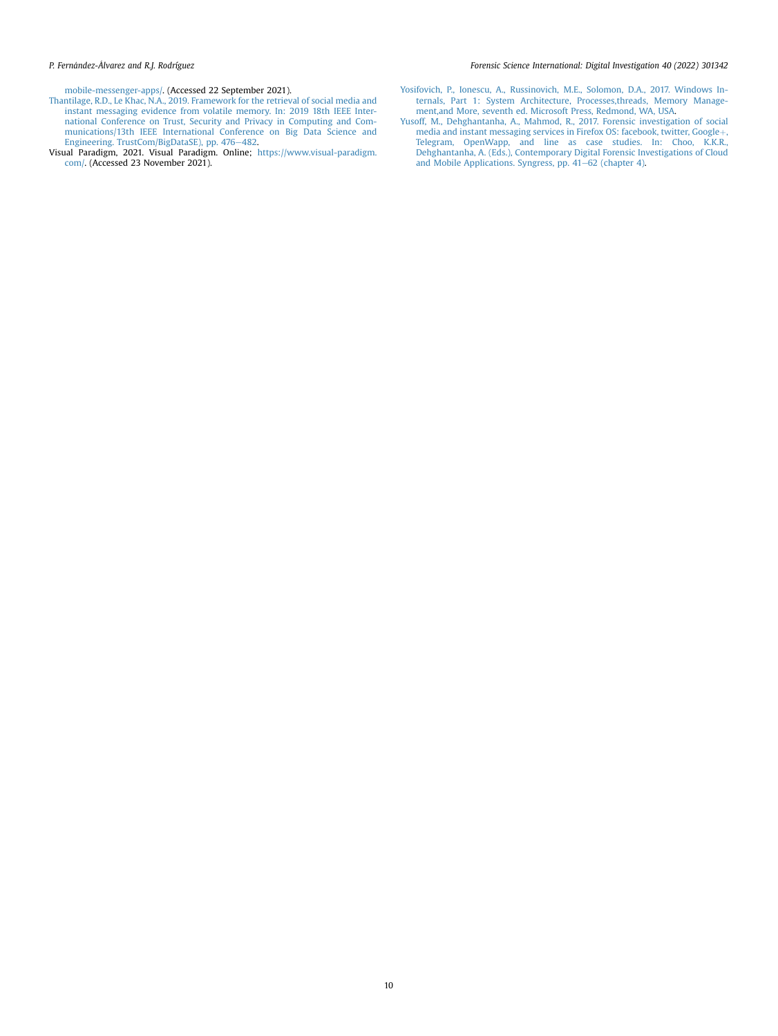mobile-messenger-apps/. (Accessed 22 September 2021).

Thantilage, R.D., Le Khac, N.A., 2019. Framework for the retrieval of social media and instant messaging evidence from volatile memory. In: 2019 18th IEEE International Conference on Trust, Security and Privacy in Computing and Communications/13th IEEE International Conference on Big Data Science and Engineering. TrustCom/BigDataSE), pp. 476–482.

Visual Paradigm, 2021. Visual Paradigm. Online; https://www.visual-paradigm.com/. (Accessed 23 November 2021).

Yosifovich, P., Ionescu, A., Russinovich, M.E., Solomon, D.A., 2017. Windows Internals, Part 1: System Architecture, Processes,threads, Memory Management,and More, seventh ed. Microsoft Press, Redmond, WA, USA.

Yusoff, M., Dehghantanha, A., Mahmod, R., 2017. Forensic investigation of social media and instant messaging services in Firefox OS: facebook, twitter, Google+, Telegram, OpenWapp, and line as case studies. In: Choo, K.K.R., Dehghantanha, A. (Eds.), Contemporary Digital Forensic Investigations of Cloud and Mobile Applications. Syngress, pp. 41–62 (chapter 4).